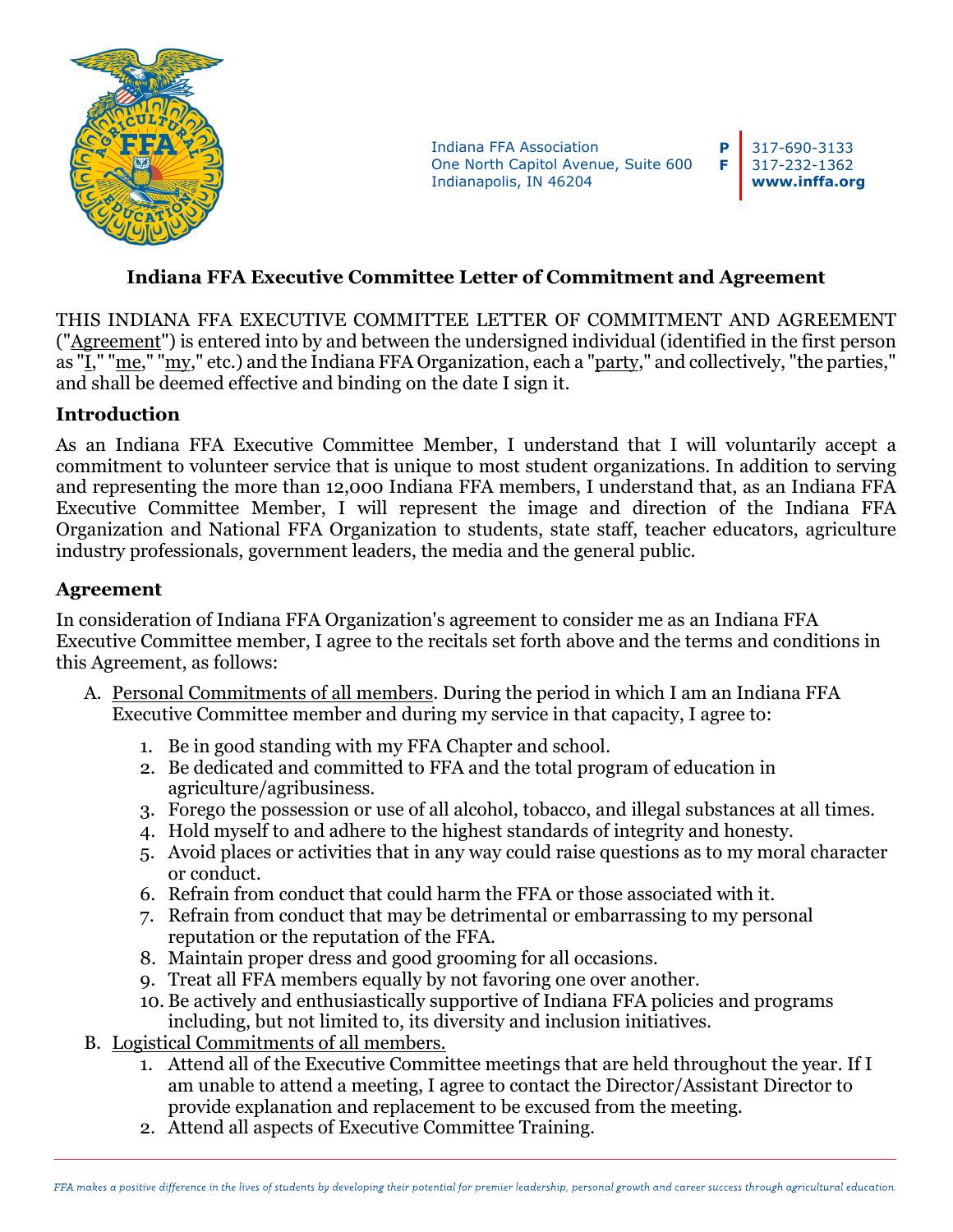Indiana FFA Association
One North Capitol Avenue, Suite 600
Indianapolis, IN 46204

**P** 317-690-3133
**F** 317-232-1362
**www.inffa.org**

## Indiana FFA Executive Committee Letter of Commitment and Agreement

THIS INDIANA FFA EXECUTIVE COMMITTEE LETTER OF COMMITMENT AND AGREEMENT ("Agreement") is entered into by and between the undersigned individual (identified in the first person as "I," "me," "my," etc.) and the Indiana FFA Organization, each a "party," and collectively, "the parties," and shall be deemed effective and binding on the date I sign it.

### Introduction

As an Indiana FFA Executive Committee Member, I understand that I will voluntarily accept a commitment to volunteer service that is unique to most student organizations. In addition to serving and representing the more than 12,000 Indiana FFA members, I understand that, as an Indiana FFA Executive Committee Member, I will represent the image and direction of the Indiana FFA Organization and National FFA Organization to students, state staff, teacher educators, agriculture industry professionals, government leaders, the media and the general public.

### Agreement

In consideration of Indiana FFA Organization's agreement to consider me as an Indiana FFA Executive Committee member, I agree to the recitals set forth above and the terms and conditions in this Agreement, as follows:

A. Personal Commitments of all members. During the period in which I am an Indiana FFA Executive Committee member and during my service in that capacity, I agree to:

   1. Be in good standing with my FFA Chapter and school.
   2. Be dedicated and committed to FFA and the total program of education in agriculture/agribusiness.
   3. Forego the possession or use of all alcohol, tobacco, and illegal substances at all times.
   4. Hold myself to and adhere to the highest standards of integrity and honesty.
   5. Avoid places or activities that in any way could raise questions as to my moral character or conduct.
   6. Refrain from conduct that could harm the FFA or those associated with it.
   7. Refrain from conduct that may be detrimental or embarrassing to my personal reputation or the reputation of the FFA.
   8. Maintain proper dress and good grooming for all occasions.
   9. Treat all FFA members equally by not favoring one over another.
   10. Be actively and enthusiastically supportive of Indiana FFA policies and programs including, but not limited to, its diversity and inclusion initiatives.

B. Logistical Commitments of all members.

   1. Attend all of the Executive Committee meetings that are held throughout the year. If I am unable to attend a meeting, I agree to contact the Director/Assistant Director to provide explanation and replacement to be excused from the meeting.
   2. Attend all aspects of Executive Committee Training.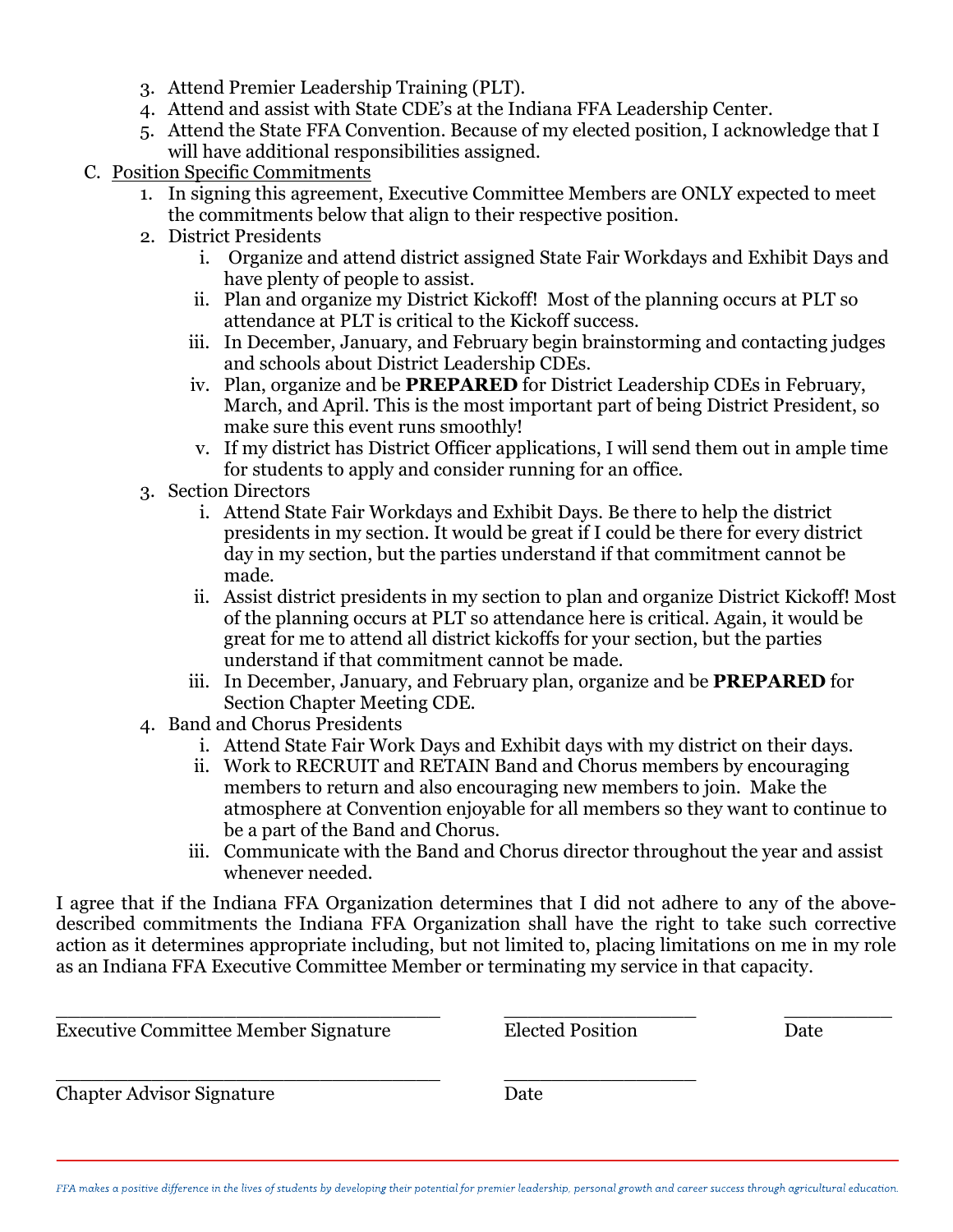3. Attend Premier Leadership Training (PLT).
4. Attend and assist with State CDE's at the Indiana FFA Leadership Center.
5. Attend the State FFA Convention. Because of my elected position, I acknowledge that I will have additional responsibilities assigned.

C. Position Specific Commitments

1. In signing this agreement, Executive Committee Members are ONLY expected to meet the commitments below that align to their respective position.
2. District Presidents
   - i. Organize and attend district assigned State Fair Workdays and Exhibit Days and have plenty of people to assist.
   - ii. Plan and organize my District Kickoff! Most of the planning occurs at PLT so attendance at PLT is critical to the Kickoff success.
   - iii. In December, January, and February begin brainstorming and contacting judges and schools about District Leadership CDEs.
   - iv. Plan, organize and be **PREPARED** for District Leadership CDEs in February, March, and April. This is the most important part of being District President, so make sure this event runs smoothly!
   - v. If my district has District Officer applications, I will send them out in ample time for students to apply and consider running for an office.
3. Section Directors
   - i. Attend State Fair Workdays and Exhibit Days. Be there to help the district presidents in my section. It would be great if I could be there for every district day in my section, but the parties understand if that commitment cannot be made.
   - ii. Assist district presidents in my section to plan and organize District Kickoff! Most of the planning occurs at PLT so attendance here is critical. Again, it would be great for me to attend all district kickoffs for your section, but the parties understand if that commitment cannot be made.
   - iii. In December, January, and February plan, organize and be **PREPARED** for Section Chapter Meeting CDE.
4. Band and Chorus Presidents
   - i. Attend State Fair Work Days and Exhibit days with my district on their days.
   - ii. Work to RECRUIT and RETAIN Band and Chorus members by encouraging members to return and also encouraging new members to join. Make the atmosphere at Convention enjoyable for all members so they want to continue to be a part of the Band and Chorus.
   - iii. Communicate with the Band and Chorus director throughout the year and assist whenever needed.

I agree that if the Indiana FFA Organization determines that I did not adhere to any of the above-described commitments the Indiana FFA Organization shall have the right to take such corrective action as it determines appropriate including, but not limited to, placing limitations on me in my role as an Indiana FFA Executive Committee Member or terminating my service in that capacity.

_________________________________ Executive Committee Member Signature  _________________ Elected Position  _________ Date

_________________________________ Chapter Advisor Signature  _________________ Date

*FFA makes a positive difference in the lives of students by developing their potential for premier leadership, personal growth and career success through agricultural education.*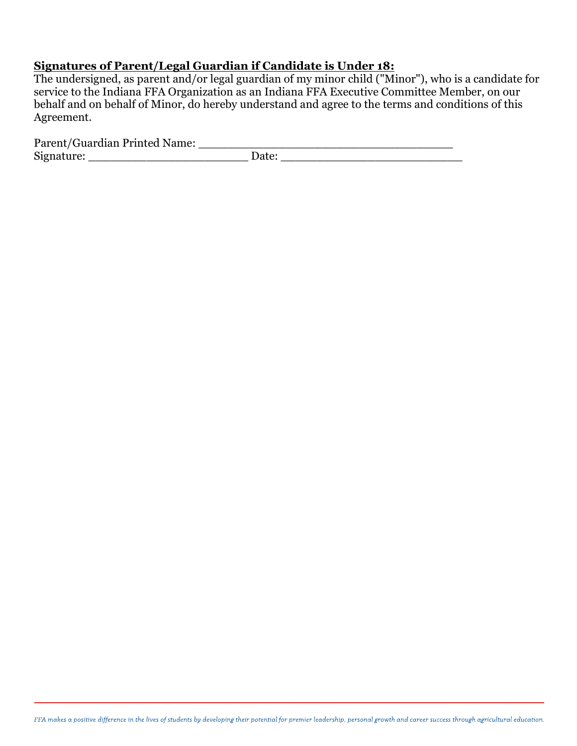**Signatures of Parent/Legal Guardian if Candidate is Under 18:**

The undersigned, as parent and/or legal guardian of my minor child ("Minor"), who is a candidate for service to the Indiana FFA Organization as an Indiana FFA Executive Committee Member, on our behalf and on behalf of Minor, do hereby understand and agree to the terms and conditions of this Agreement.

Parent/Guardian Printed Name: ____________________________________

Signature: _______________________ Date: __________________________